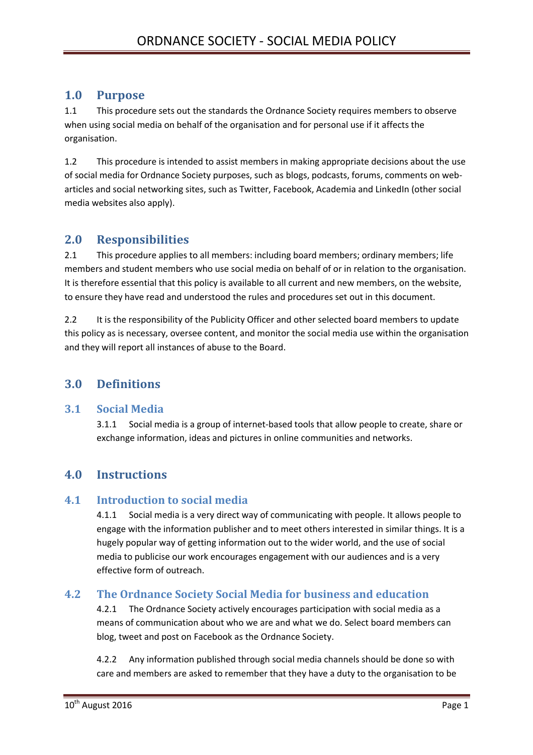# ORDNANCE SOCIETY - SOCIAL MEDIA POLICY

## 1.0 Purpose

1.1 This procedure sets out the standards the Ordnance Society requires members to observe when using social media on behalf of the organisation and for personal use if it affects the organisation.

1.2 This procedure is intended to assist members in making appropriate decisions about the use of social media for Ordnance Society purposes, such as blogs, podcasts, forums, comments on web-articles and social networking sites, such as Twitter, Facebook, Academia and LinkedIn (other social media websites also apply).

## 2.0 Responsibilities

2.1 This procedure applies to all members: including board members; ordinary members; life members and student members who use social media on behalf of or in relation to the organisation. It is therefore essential that this policy is available to all current and new members, on the website, to ensure they have read and understood the rules and procedures set out in this document.

2.2 It is the responsibility of the Publicity Officer and other selected board members to update this policy as is necessary, oversee content, and monitor the social media use within the organisation and they will report all instances of abuse to the Board.

## 3.0 Definitions

### 3.1 Social Media

3.1.1 Social media is a group of internet-based tools that allow people to create, share or exchange information, ideas and pictures in online communities and networks.

## 4.0 Instructions

### 4.1 Introduction to social media

4.1.1 Social media is a very direct way of communicating with people. It allows people to engage with the information publisher and to meet others interested in similar things. It is a hugely popular way of getting information out to the wider world, and the use of social media to publicise our work encourages engagement with our audiences and is a very effective form of outreach.

### 4.2 The Ordnance Society Social Media for business and education

4.2.1 The Ordnance Society actively encourages participation with social media as a means of communication about who we are and what we do. Select board members can blog, tweet and post on Facebook as the Ordnance Society.

4.2.2 Any information published through social media channels should be done so with care and members are asked to remember that they have a duty to the organisation to be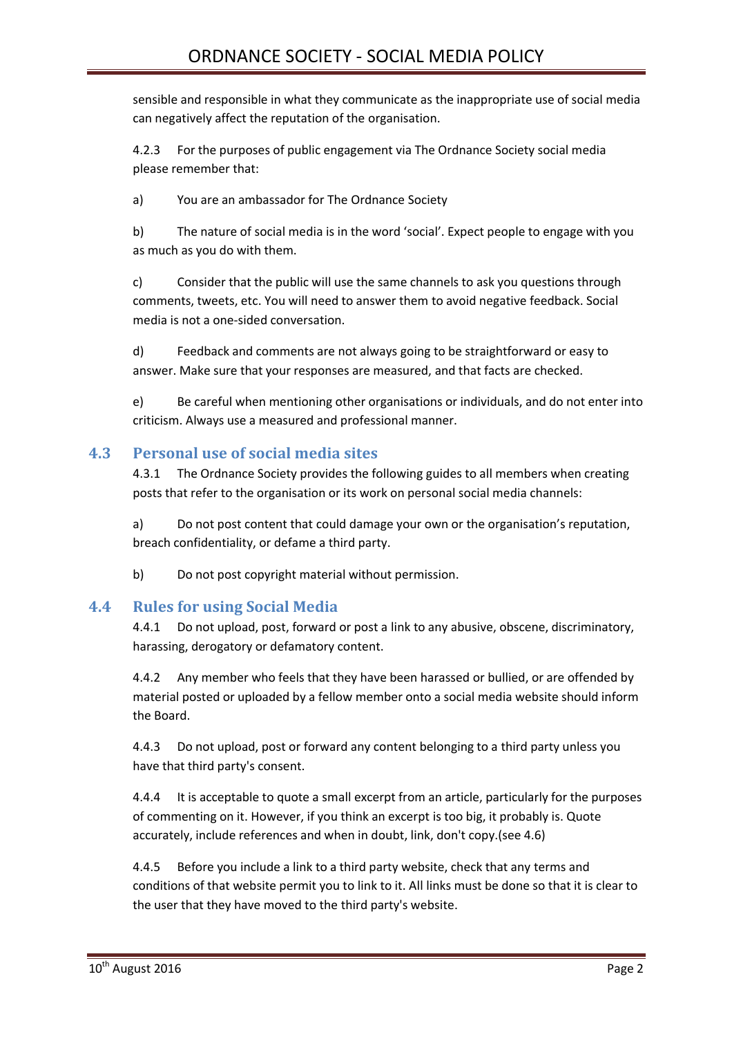sensible and responsible in what they communicate as the inappropriate use of social media can negatively affect the reputation of the organisation.

4.2.3 For the purposes of public engagement via The Ordnance Society social media please remember that:

a) You are an ambassador for The Ordnance Society

b) The nature of social media is in the word 'social'. Expect people to engage with you as much as you do with them.

c) Consider that the public will use the same channels to ask you questions through comments, tweets, etc. You will need to answer them to avoid negative feedback. Social media is not a one-sided conversation.

d) Feedback and comments are not always going to be straightforward or easy to answer. Make sure that your responses are measured, and that facts are checked.

e) Be careful when mentioning other organisations or individuals, and do not enter into criticism. Always use a measured and professional manner.

## 4.3 Personal use of social media sites

4.3.1 The Ordnance Society provides the following guides to all members when creating posts that refer to the organisation or its work on personal social media channels:

a) Do not post content that could damage your own or the organisation's reputation, breach confidentiality, or defame a third party.

b) Do not post copyright material without permission.

## 4.4 Rules for using Social Media

4.4.1 Do not upload, post, forward or post a link to any abusive, obscene, discriminatory, harassing, derogatory or defamatory content.

4.4.2 Any member who feels that they have been harassed or bullied, or are offended by material posted or uploaded by a fellow member onto a social media website should inform the Board.

4.4.3 Do not upload, post or forward any content belonging to a third party unless you have that third party's consent.

4.4.4 It is acceptable to quote a small excerpt from an article, particularly for the purposes of commenting on it. However, if you think an excerpt is too big, it probably is. Quote accurately, include references and when in doubt, link, don't copy.(see 4.6)

4.4.5 Before you include a link to a third party website, check that any terms and conditions of that website permit you to link to it. All links must be done so that it is clear to the user that they have moved to the third party's website.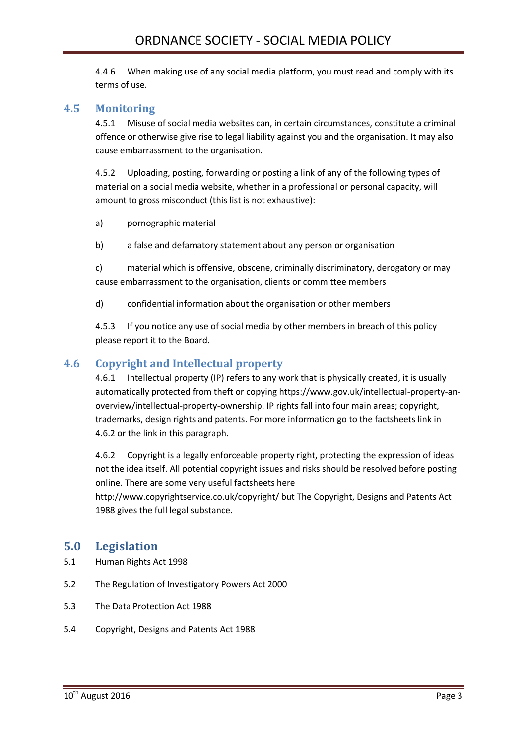4.4.6 When making use of any social media platform, you must read and comply with its terms of use.

### 4.5 Monitoring

4.5.1 Misuse of social media websites can, in certain circumstances, constitute a criminal offence or otherwise give rise to legal liability against you and the organisation. It may also cause embarrassment to the organisation.

4.5.2 Uploading, posting, forwarding or posting a link of any of the following types of material on a social media website, whether in a professional or personal capacity, will amount to gross misconduct (this list is not exhaustive):

a) pornographic material

b) a false and defamatory statement about any person or organisation

c) material which is offensive, obscene, criminally discriminatory, derogatory or may cause embarrassment to the organisation, clients or committee members

d) confidential information about the organisation or other members

4.5.3 If you notice any use of social media by other members in breach of this policy please report it to the Board.

### 4.6 Copyright and Intellectual property

4.6.1 Intellectual property (IP) refers to any work that is physically created, it is usually automatically protected from theft or copying https://www.gov.uk/intellectual-property-an-overview/intellectual-property-ownership. IP rights fall into four main areas; copyright, trademarks, design rights and patents. For more information go to the factsheets link in 4.6.2 or the link in this paragraph.

4.6.2 Copyright is a legally enforceable property right, protecting the expression of ideas not the idea itself. All potential copyright issues and risks should be resolved before posting online. There are some very useful factsheets here http://www.copyrightservice.co.uk/copyright/ but The Copyright, Designs and Patents Act 1988 gives the full legal substance.

## 5.0 Legislation

5.1 Human Rights Act 1998

5.2 The Regulation of Investigatory Powers Act 2000

5.3 The Data Protection Act 1988

5.4 Copyright, Designs and Patents Act 1988